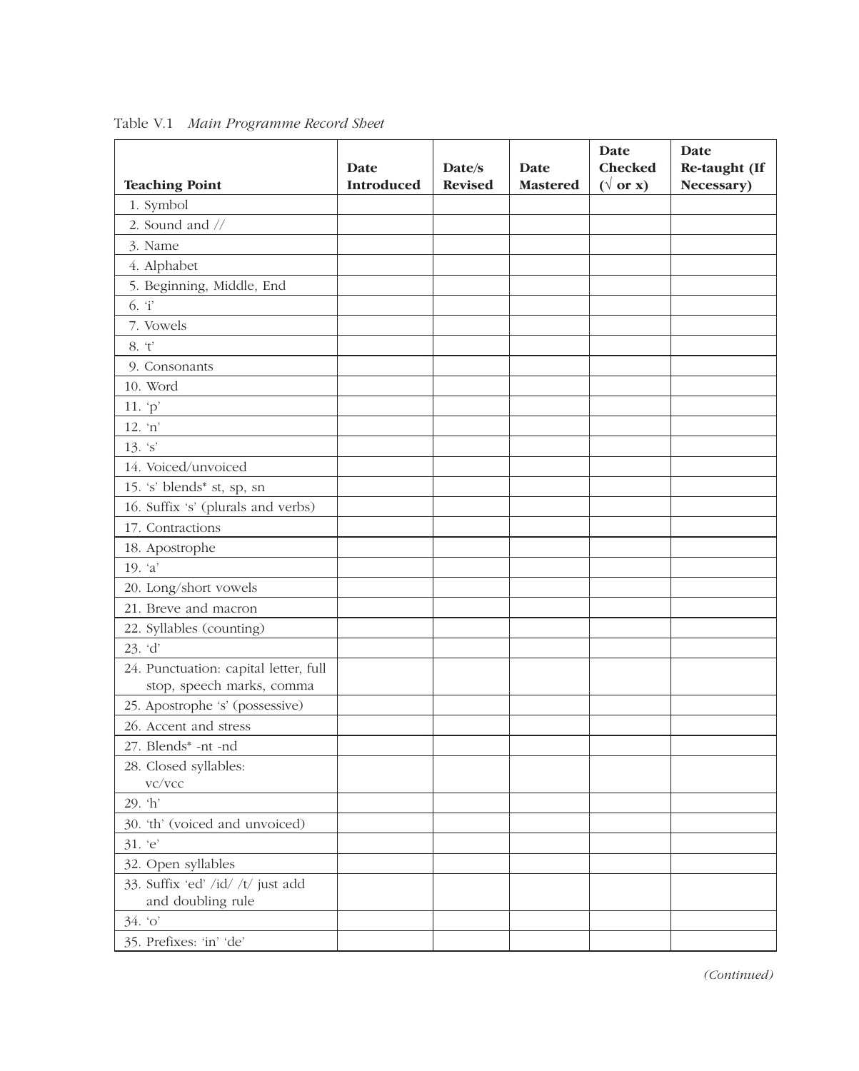Table V.1 *Main Programme Record Sheet*

| Teaching Point | Date Introduced | Date/s Revised | Date Mastered | Date Checked (√ or x) | Date Re-taught (If Necessary) |
|---|---|---|---|---|---|
| 1. Symbol | | | | | |
| 2. Sound and // | | | | | |
| 3. Name | | | | | |
| 4. Alphabet | | | | | |
| 5. Beginning, Middle, End | | | | | |
| 6. 'i' | | | | | |
| 7. Vowels | | | | | |
| 8. 't' | | | | | |
| 9. Consonants | | | | | |
| 10. Word | | | | | |
| 11. 'p' | | | | | |
| 12. 'n' | | | | | |
| 13. 's' | | | | | |
| 14. Voiced/unvoiced | | | | | |
| 15. 's' blends* st, sp, sn | | | | | |
| 16. Suffix 's' (plurals and verbs) | | | | | |
| 17. Contractions | | | | | |
| 18. Apostrophe | | | | | |
| 19. 'a' | | | | | |
| 20. Long/short vowels | | | | | |
| 21. Breve and macron | | | | | |
| 22. Syllables (counting) | | | | | |
| 23. 'd' | | | | | |
| 24. Punctuation: capital letter, full stop, speech marks, comma | | | | | |
| 25. Apostrophe 's' (possessive) | | | | | |
| 26. Accent and stress | | | | | |
| 27. Blends* -nt -nd | | | | | |
| 28. Closed syllables: vc/vcc | | | | | |
| 29. 'h' | | | | | |
| 30. 'th' (voiced and unvoiced) | | | | | |
| 31. 'e' | | | | | |
| 32. Open syllables | | | | | |
| 33. Suffix 'ed' /id/ /t/ just add and doubling rule | | | | | |
| 34. 'o' | | | | | |
| 35. Prefixes: 'in' 'de' | | | | | |

*(Continued)*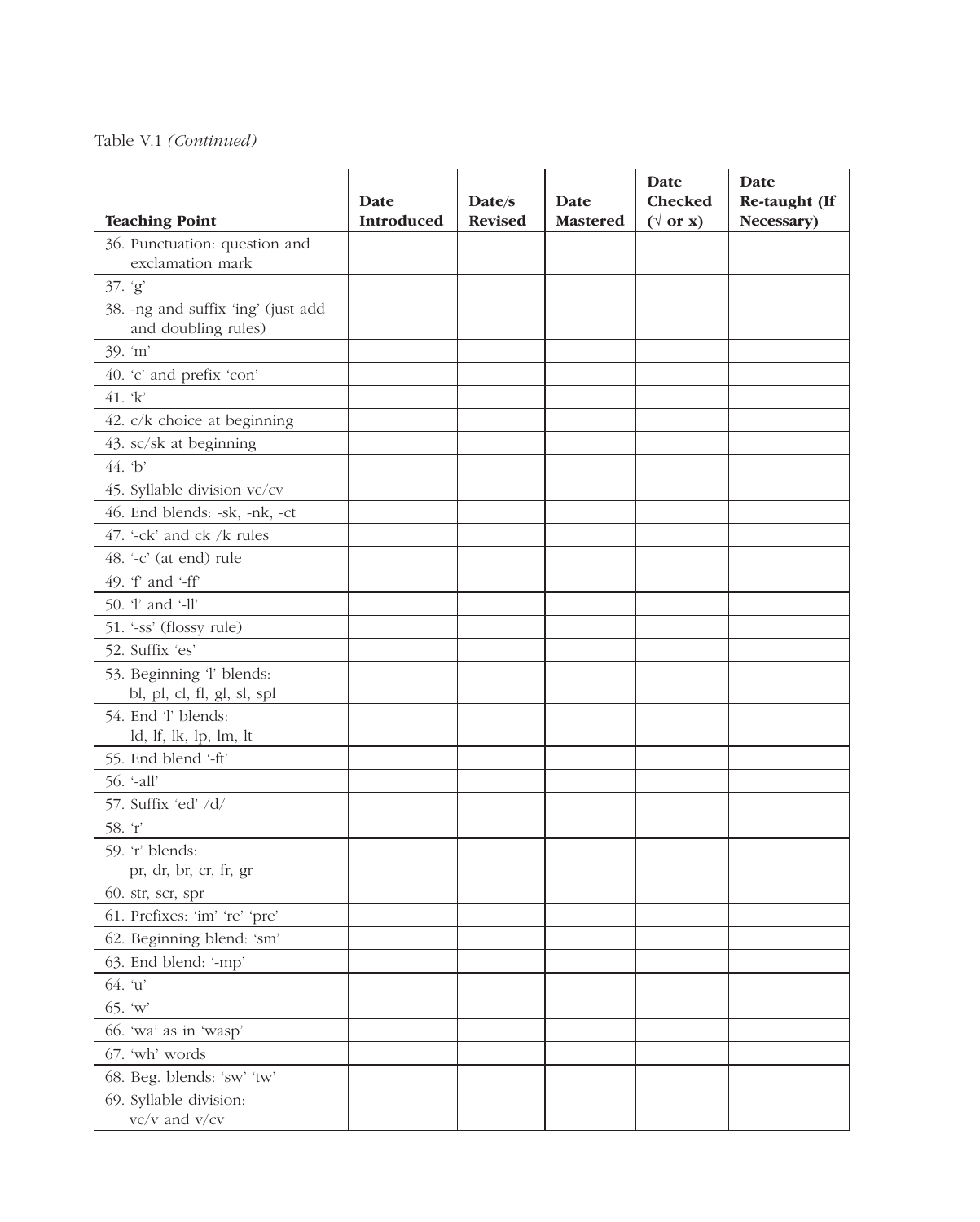Table V.1 *(Continued)*

| Teaching Point | Date Introduced | Date/s Revised | Date Mastered | Date Checked (√ or x) | Date Re-taught (If Necessary) |
|---|---|---|---|---|---|
| 36. Punctuation: question and exclamation mark | | | | | |
| 37. 'g' | | | | | |
| 38. -ng and suffix 'ing' (just add and doubling rules) | | | | | |
| 39. 'm' | | | | | |
| 40. 'c' and prefix 'con' | | | | | |
| 41. 'k' | | | | | |
| 42. c/k choice at beginning | | | | | |
| 43. sc/sk at beginning | | | | | |
| 44. 'b' | | | | | |
| 45. Syllable division vc/cv | | | | | |
| 46. End blends: -sk, -nk, -ct | | | | | |
| 47. '-ck' and ck /k rules | | | | | |
| 48. '-c' (at end) rule | | | | | |
| 49. 'f' and '-ff' | | | | | |
| 50. 'l' and '-ll' | | | | | |
| 51. '-ss' (flossy rule) | | | | | |
| 52. Suffix 'es' | | | | | |
| 53. Beginning 'l' blends: bl, pl, cl, fl, gl, sl, spl | | | | | |
| 54. End 'l' blends: ld, lf, lk, lp, lm, lt | | | | | |
| 55. End blend '-ft' | | | | | |
| 56. '-all' | | | | | |
| 57. Suffix 'ed' /d/ | | | | | |
| 58. 'r' | | | | | |
| 59. 'r' blends: pr, dr, br, cr, fr, gr | | | | | |
| 60. str, scr, spr | | | | | |
| 61. Prefixes: 'im' 're' 'pre' | | | | | |
| 62. Beginning blend: 'sm' | | | | | |
| 63. End blend: '-mp' | | | | | |
| 64. 'u' | | | | | |
| 65. 'w' | | | | | |
| 66. 'wa' as in 'wasp' | | | | | |
| 67. 'wh' words | | | | | |
| 68. Beg. blends: 'sw' 'tw' | | | | | |
| 69. Syllable division: vc/v and v/cv | | | | | |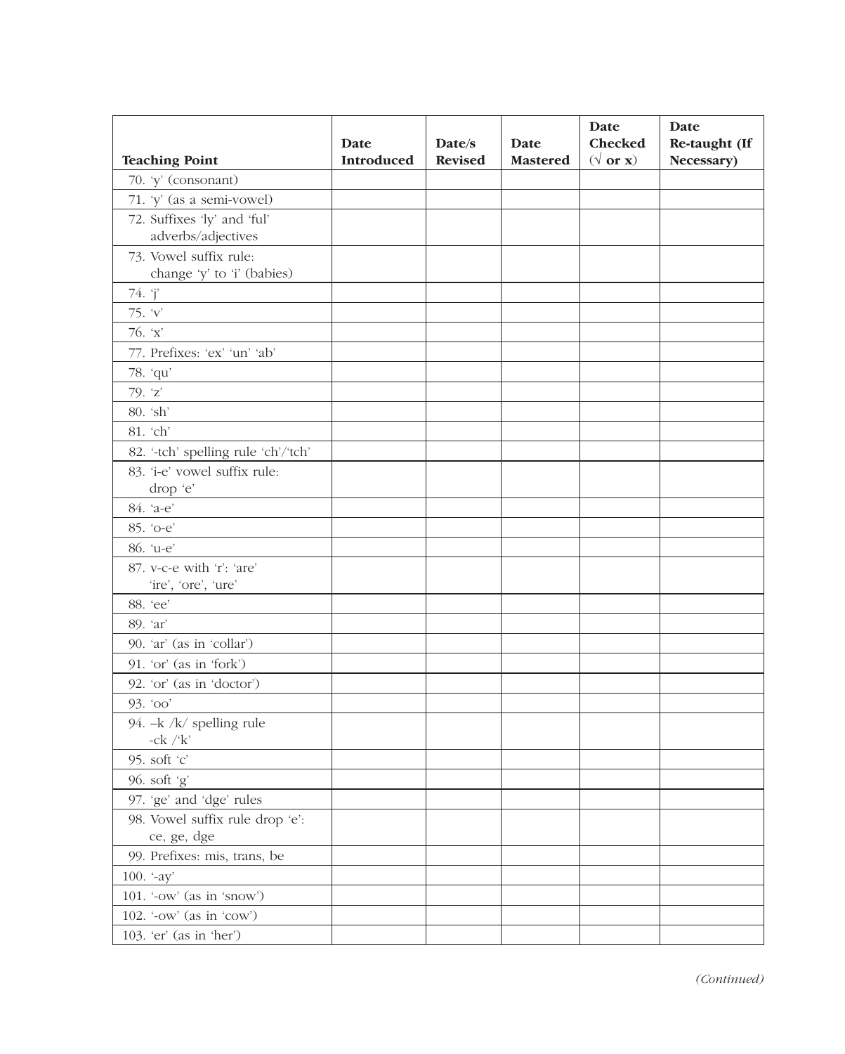| Teaching Point | Date Introduced | Date/s Revised | Date Mastered | Date Checked (√ or x) | Date Re-taught (If Necessary) |
|---|---|---|---|---|---|
| 70. 'y' (consonant) | | | | | |
| 71. 'y' (as a semi-vowel) | | | | | |
| 72. Suffixes 'ly' and 'ful' adverbs/adjectives | | | | | |
| 73. Vowel suffix rule: change 'y' to 'i' (babies) | | | | | |
| 74. 'j' | | | | | |
| 75. 'v' | | | | | |
| 76. 'x' | | | | | |
| 77. Prefixes: 'ex' 'un' 'ab' | | | | | |
| 78. 'qu' | | | | | |
| 79. 'z' | | | | | |
| 80. 'sh' | | | | | |
| 81. 'ch' | | | | | |
| 82. '-tch' spelling rule 'ch'/'tch' | | | | | |
| 83. 'i-e' vowel suffix rule: drop 'e' | | | | | |
| 84. 'a-e' | | | | | |
| 85. 'o-e' | | | | | |
| 86. 'u-e' | | | | | |
| 87. v-c-e with 'r': 'are' 'ire', 'ore', 'ure' | | | | | |
| 88. 'ee' | | | | | |
| 89. 'ar' | | | | | |
| 90. 'ar' (as in 'collar') | | | | | |
| 91. 'or' (as in 'fork') | | | | | |
| 92. 'or' (as in 'doctor') | | | | | |
| 93. 'oo' | | | | | |
| 94. –k /k/ spelling rule -ck /'k' | | | | | |
| 95. soft 'c' | | | | | |
| 96. soft 'g' | | | | | |
| 97. 'ge' and 'dge' rules | | | | | |
| 98. Vowel suffix rule drop 'e': ce, ge, dge | | | | | |
| 99. Prefixes: mis, trans, be | | | | | |
| 100. '-ay' | | | | | |
| 101. '-ow' (as in 'snow') | | | | | |
| 102. '-ow' (as in 'cow') | | | | | |
| 103. 'er' (as in 'her') | | | | | |

*(Continued)*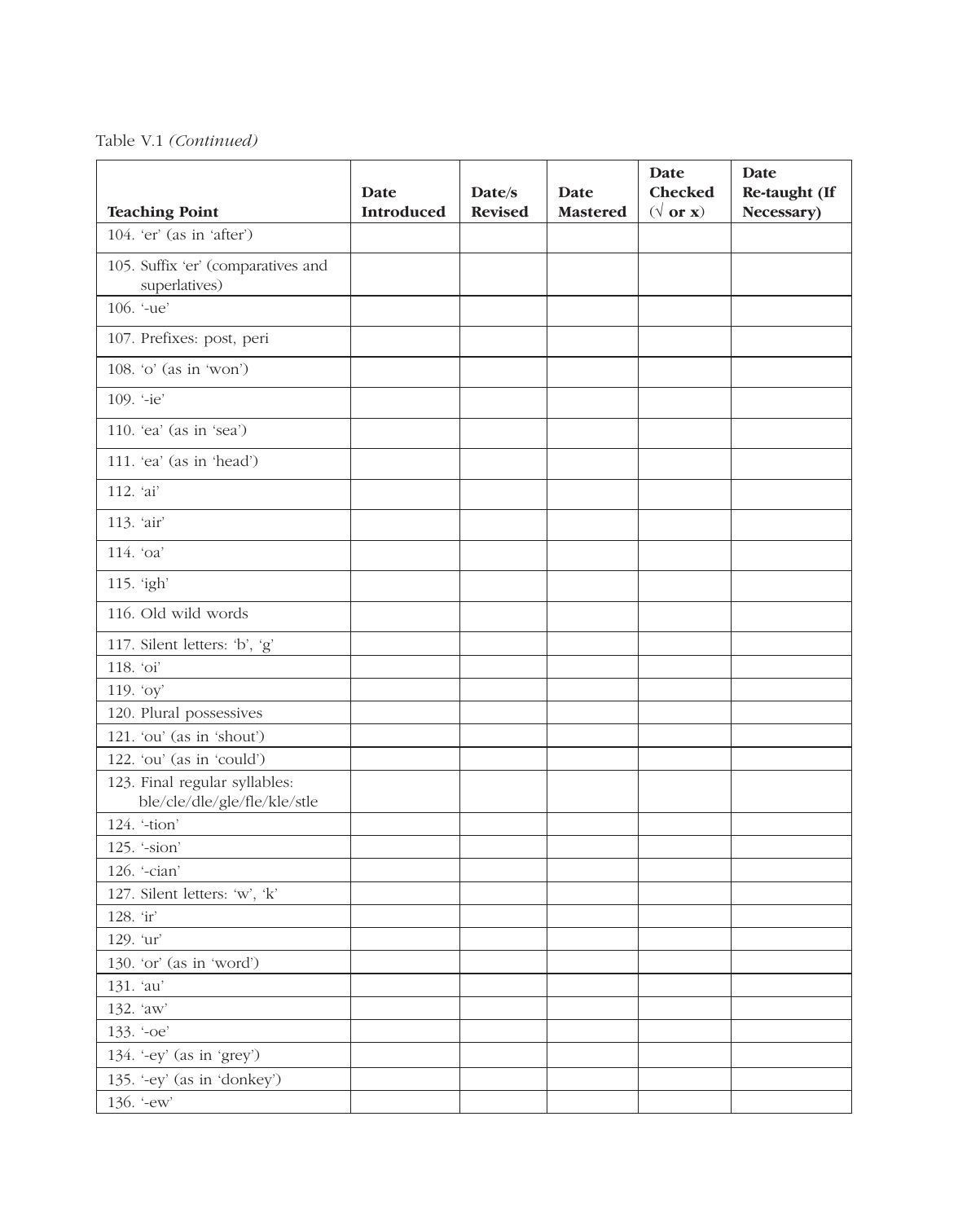Table V.1 *(Continued)*

| Teaching Point | Date Introduced | Date/s Revised | Date Mastered | Date Checked (√ or x) | Date Re-taught (If Necessary) |
|---|---|---|---|---|---|
| 104. 'er' (as in 'after') | | | | | |
| 105. Suffix 'er' (comparatives and superlatives) | | | | | |
| 106. '-ue' | | | | | |
| 107. Prefixes: post, peri | | | | | |
| 108. 'o' (as in 'won') | | | | | |
| 109. '-ie' | | | | | |
| 110. 'ea' (as in 'sea') | | | | | |
| 111. 'ea' (as in 'head') | | | | | |
| 112. 'ai' | | | | | |
| 113. 'air' | | | | | |
| 114. 'oa' | | | | | |
| 115. 'igh' | | | | | |
| 116. Old wild words | | | | | |
| 117. Silent letters: 'b', 'g' | | | | | |
| 118. 'oi' | | | | | |
| 119. 'oy' | | | | | |
| 120. Plural possessives | | | | | |
| 121. 'ou' (as in 'shout') | | | | | |
| 122. 'ou' (as in 'could') | | | | | |
| 123. Final regular syllables: ble/cle/dle/gle/fle/kle/stle | | | | | |
| 124. '-tion' | | | | | |
| 125. '-sion' | | | | | |
| 126. '-cian' | | | | | |
| 127. Silent letters: 'w', 'k' | | | | | |
| 128. 'ir' | | | | | |
| 129. 'ur' | | | | | |
| 130. 'or' (as in 'word') | | | | | |
| 131. 'au' | | | | | |
| 132. 'aw' | | | | | |
| 133. '-oe' | | | | | |
| 134. '-ey' (as in 'grey') | | | | | |
| 135. '-ey' (as in 'donkey') | | | | | |
| 136. '-ew' | | | | | |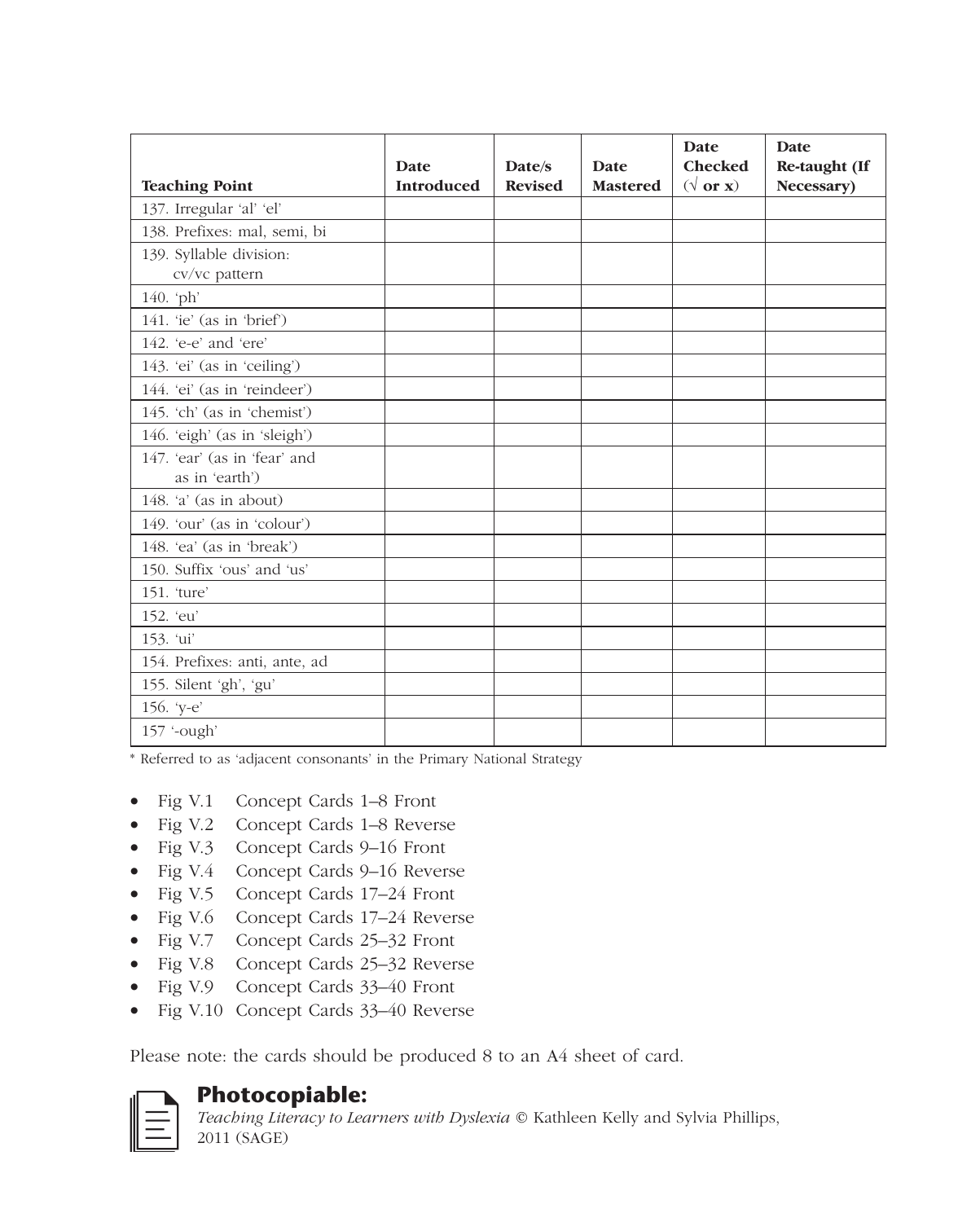| Teaching Point | Date Introduced | Date/s Revised | Date Mastered | Date Checked (√ or x) | Date Re-taught (If Necessary) |
|---|---|---|---|---|---|
| 137. Irregular 'al' 'el' | | | | | |
| 138. Prefixes: mal, semi, bi | | | | | |
| 139. Syllable division: cv/vc pattern | | | | | |
| 140. 'ph' | | | | | |
| 141. 'ie' (as in 'brief') | | | | | |
| 142. 'e-e' and 'ere' | | | | | |
| 143. 'ei' (as in 'ceiling') | | | | | |
| 144. 'ei' (as in 'reindeer') | | | | | |
| 145. 'ch' (as in 'chemist') | | | | | |
| 146. 'eigh' (as in 'sleigh') | | | | | |
| 147. 'ear' (as in 'fear' and as in 'earth') | | | | | |
| 148. 'a' (as in about) | | | | | |
| 149. 'our' (as in 'colour') | | | | | |
| 148. 'ea' (as in 'break') | | | | | |
| 150. Suffix 'ous' and 'us' | | | | | |
| 151. 'ture' | | | | | |
| 152. 'eu' | | | | | |
| 153. 'ui' | | | | | |
| 154. Prefixes: anti, ante, ad | | | | | |
| 155. Silent 'gh', 'gu' | | | | | |
| 156. 'y-e' | | | | | |
| 157 '-ough' | | | | | |

* Referred to as 'adjacent consonants' in the Primary National Strategy

- Fig V.1 Concept Cards 1–8 Front
- Fig V.2 Concept Cards 1–8 Reverse
- Fig V.3 Concept Cards 9–16 Front
- Fig V.4 Concept Cards 9–16 Reverse
- Fig V.5 Concept Cards 17–24 Front
- Fig V.6 Concept Cards 17–24 Reverse
- Fig V.7 Concept Cards 25–32 Front
- Fig V.8 Concept Cards 25–32 Reverse
- Fig V.9 Concept Cards 33–40 Front
- Fig V.10 Concept Cards 33–40 Reverse

Please note: the cards should be produced 8 to an A4 sheet of card.

**Photocopiable:**
*Teaching Literacy to Learners with Dyslexia* © Kathleen Kelly and Sylvia Phillips, 2011 (SAGE)